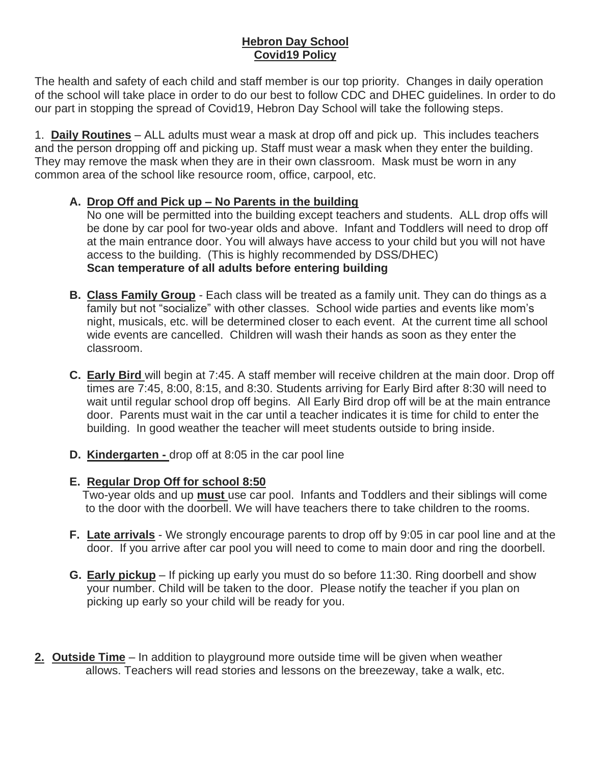# Hebron Day School
## Covid19 Policy

The health and safety of each child and staff member is our top priority. Changes in daily operation of the school will take place in order to do our best to follow CDC and DHEC guidelines. In order to do our part in stopping the spread of Covid19, Hebron Day School will take the following steps.

1. **Daily Routines** – ALL adults must wear a mask at drop off and pick up. This includes teachers and the person dropping off and picking up. Staff must wear a mask when they enter the building. They may remove the mask when they are in their own classroom. Mask must be worn in any common area of the school like resource room, office, carpool, etc.

   **A. Drop Off and Pick up – No Parents in the building**
   No one will be permitted into the building except teachers and students. ALL drop offs will be done by car pool for two-year olds and above. Infant and Toddlers will need to drop off at the main entrance door. You will always have access to your child but you will not have access to the building. (This is highly recommended by DSS/DHEC)
   **Scan temperature of all adults before entering building**

   **B. Class Family Group** - Each class will be treated as a family unit. They can do things as a family but not "socialize" with other classes. School wide parties and events like mom's night, musicals, etc. will be determined closer to each event. At the current time all school wide events are cancelled. Children will wash their hands as soon as they enter the classroom.

   **C. Early Bird** will begin at 7:45. A staff member will receive children at the main door. Drop off times are 7:45, 8:00, 8:15, and 8:30. Students arriving for Early Bird after 8:30 will need to wait until regular school drop off begins. All Early Bird drop off will be at the main entrance door. Parents must wait in the car until a teacher indicates it is time for child to enter the building. In good weather the teacher will meet students outside to bring inside.

   **D. Kindergarten -** drop off at 8:05 in the car pool line

   **E. Regular Drop Off for school 8:50**
   Two-year olds and up **must** use car pool. Infants and Toddlers and their siblings will come to the door with the doorbell. We will have teachers there to take children to the rooms.

   **F. Late arrivals** - We strongly encourage parents to drop off by 9:05 in car pool line and at the door. If you arrive after car pool you will need to come to main door and ring the doorbell.

   **G. Early pickup** – If picking up early you must do so before 11:30. Ring doorbell and show your number. Child will be taken to the door. Please notify the teacher if you plan on picking up early so your child will be ready for you.

2. **Outside Time** – In addition to playground more outside time will be given when weather allows. Teachers will read stories and lessons on the breezeway, take a walk, etc.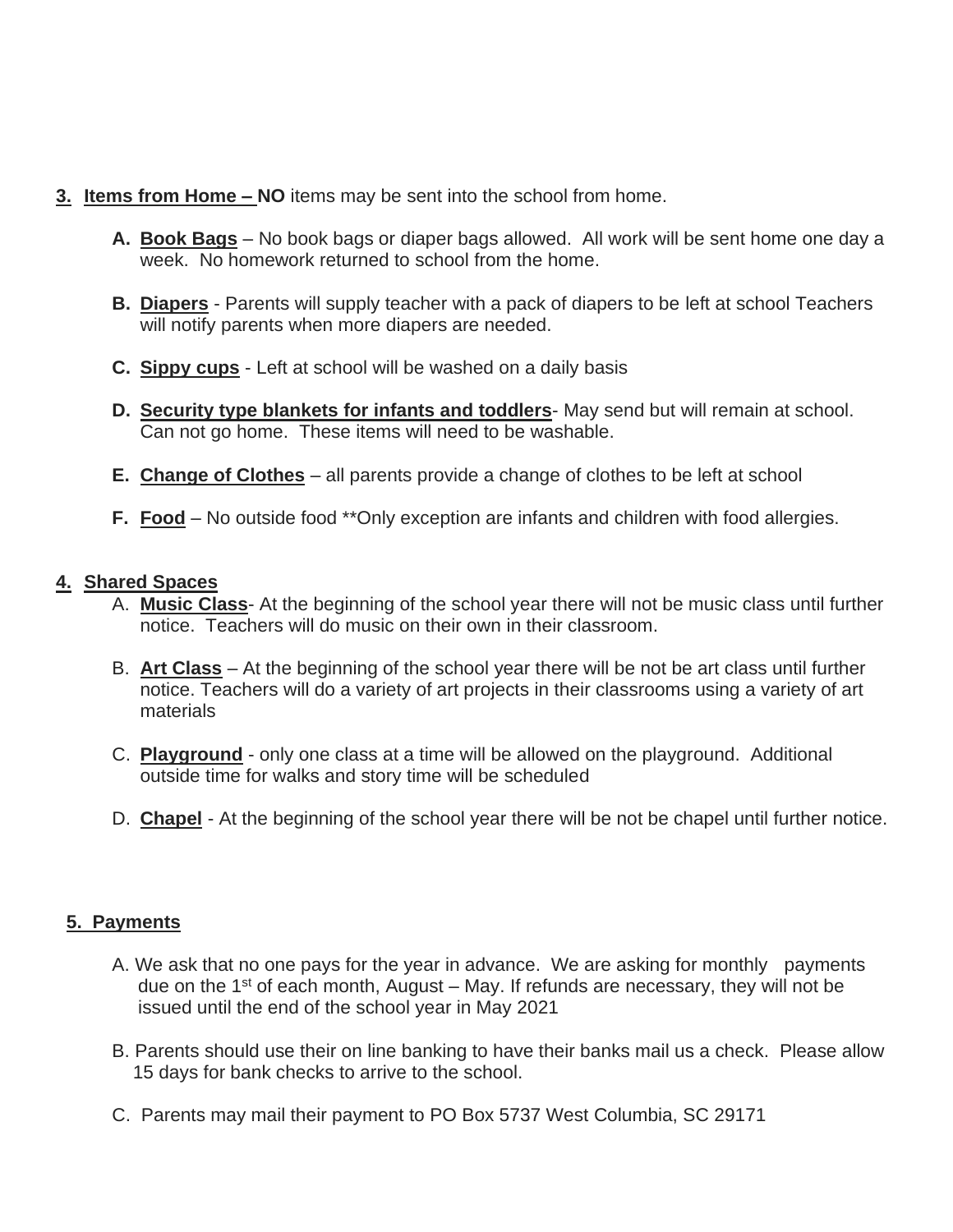3. **Items from Home – NO** items may be sent into the school from home.

   A. **Book Bags** – No book bags or diaper bags allowed. All work will be sent home one day a week. No homework returned to school from the home.

   B. **Diapers** - Parents will supply teacher with a pack of diapers to be left at school Teachers will notify parents when more diapers are needed.

   C. **Sippy cups** - Left at school will be washed on a daily basis

   D. **Security type blankets for infants and toddlers**- May send but will remain at school. Can not go home. These items will need to be washable.

   E. **Change of Clothes** – all parents provide a change of clothes to be left at school

   F. **Food** – No outside food **Only exception are infants and children with food allergies.

4. **Shared Spaces**

   A. **Music Class**- At the beginning of the school year there will not be music class until further notice. Teachers will do music on their own in their classroom.

   B. **Art Class** – At the beginning of the school year there will be not be art class until further notice. Teachers will do a variety of art projects in their classrooms using a variety of art materials

   C. **Playground** - only one class at a time will be allowed on the playground. Additional outside time for walks and story time will be scheduled

   D. **Chapel** - At the beginning of the school year there will be not be chapel until further notice.

5. **Payments**

   A. We ask that no one pays for the year in advance. We are asking for monthly payments due on the 1st of each month, August – May. If refunds are necessary, they will not be issued until the end of the school year in May 2021

   B. Parents should use their on line banking to have their banks mail us a check. Please allow 15 days for bank checks to arrive to the school.

   C. Parents may mail their payment to PO Box 5737 West Columbia, SC 29171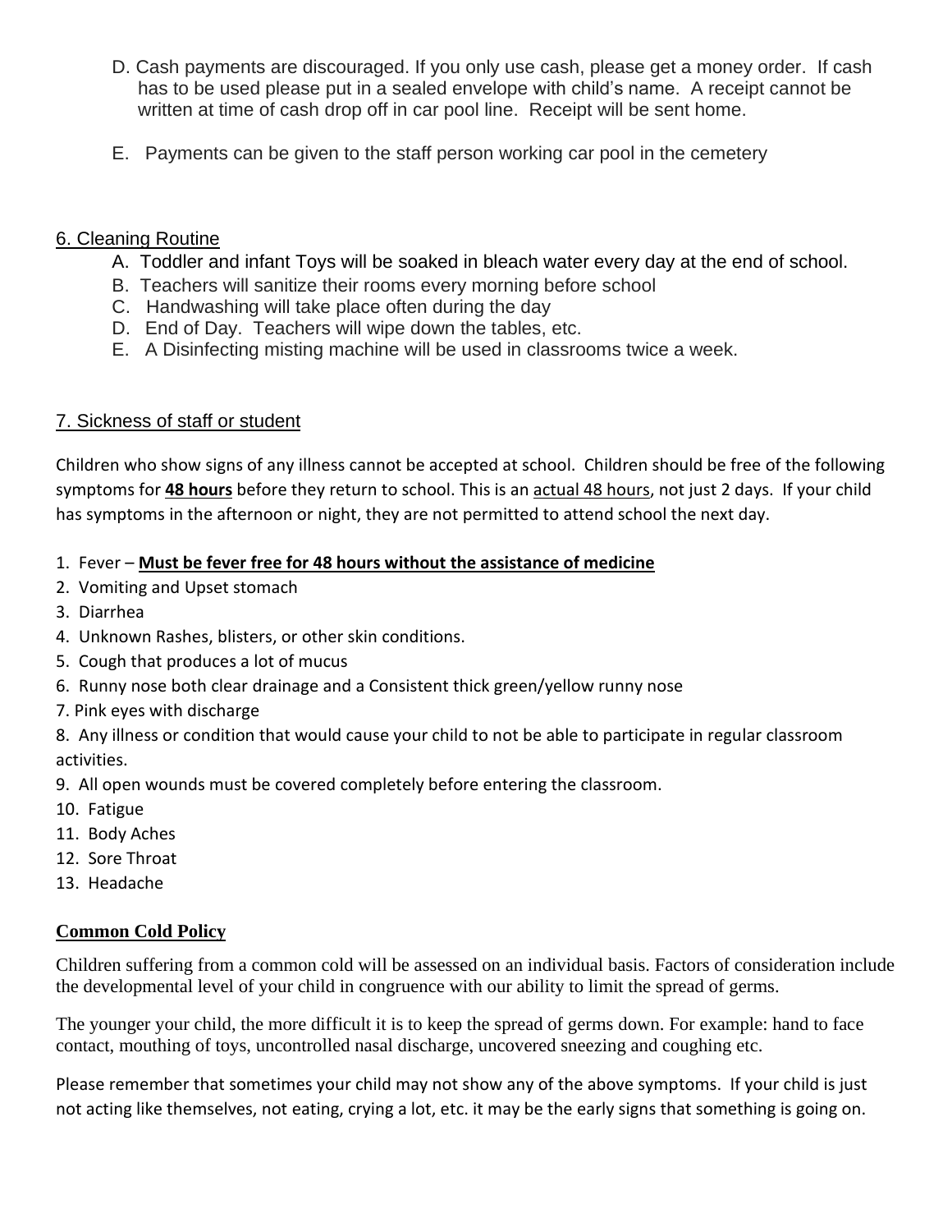D. Cash payments are discouraged. If you only use cash, please get a money order. If cash has to be used please put in a sealed envelope with child's name. A receipt cannot be written at time of cash drop off in car pool line. Receipt will be sent home.

E. Payments can be given to the staff person working car pool in the cemetery

## 6. Cleaning Routine

A. Toddler and infant Toys will be soaked in bleach water every day at the end of school.
B. Teachers will sanitize their rooms every morning before school
C. Handwashing will take place often during the day
D. End of Day. Teachers will wipe down the tables, etc.
E. A Disinfecting misting machine will be used in classrooms twice a week.

## 7. Sickness of staff or student

Children who show signs of any illness cannot be accepted at school. Children should be free of the following symptoms for **48 hours** before they return to school. This is an actual 48 hours, not just 2 days. If your child has symptoms in the afternoon or night, they are not permitted to attend school the next day.

1. Fever – **Must be fever free for 48 hours without the assistance of medicine**
2. Vomiting and Upset stomach
3. Diarrhea
4. Unknown Rashes, blisters, or other skin conditions.
5. Cough that produces a lot of mucus
6. Runny nose both clear drainage and a Consistent thick green/yellow runny nose
7. Pink eyes with discharge
8. Any illness or condition that would cause your child to not be able to participate in regular classroom activities.
9. All open wounds must be covered completely before entering the classroom.
10. Fatigue
11. Body Aches
12. Sore Throat
13. Headache

**Common Cold Policy**

Children suffering from a common cold will be assessed on an individual basis. Factors of consideration include the developmental level of your child in congruence with our ability to limit the spread of germs.

The younger your child, the more difficult it is to keep the spread of germs down. For example: hand to face contact, mouthing of toys, uncontrolled nasal discharge, uncovered sneezing and coughing etc.

Please remember that sometimes your child may not show any of the above symptoms. If your child is just not acting like themselves, not eating, crying a lot, etc. it may be the early signs that something is going on.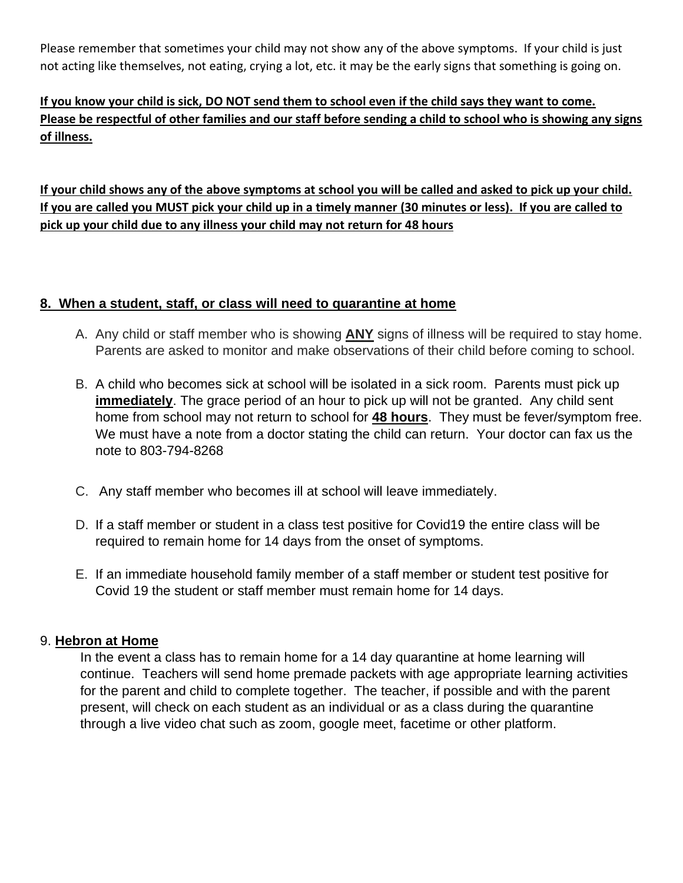Please remember that sometimes your child may not show any of the above symptoms. If your child is just not acting like themselves, not eating, crying a lot, etc. it may be the early signs that something is going on.

<u>**If you know your child is sick, DO NOT send them to school even if the child says they want to come. Please be respectful of other families and our staff before sending a child to school who is showing any signs of illness.**</u>

<u>**If your child shows any of the above symptoms at school you will be called and asked to pick up your child. If you are called you MUST pick your child up in a timely manner (30 minutes or less). If you are called to pick up your child due to any illness your child may not return for 48 hours**</u>

## 8. When a student, staff, or class will need to quarantine at home

A. Any child or staff member who is showing **ANY** signs of illness will be required to stay home. Parents are asked to monitor and make observations of their child before coming to school.

B. A child who becomes sick at school will be isolated in a sick room. Parents must pick up **immediately**. The grace period of an hour to pick up will not be granted. Any child sent home from school may not return to school for **48 hours**. They must be fever/symptom free. We must have a note from a doctor stating the child can return. Your doctor can fax us the note to 803-794-8268

C. Any staff member who becomes ill at school will leave immediately.

D. If a staff member or student in a class test positive for Covid19 the entire class will be required to remain home for 14 days from the onset of symptoms.

E. If an immediate household family member of a staff member or student test positive for Covid 19 the student or staff member must remain home for 14 days.

## 9. Hebron at Home

In the event a class has to remain home for a 14 day quarantine at home learning will continue. Teachers will send home premade packets with age appropriate learning activities for the parent and child to complete together. The teacher, if possible and with the parent present, will check on each student as an individual or as a class during the quarantine through a live video chat such as zoom, google meet, facetime or other platform.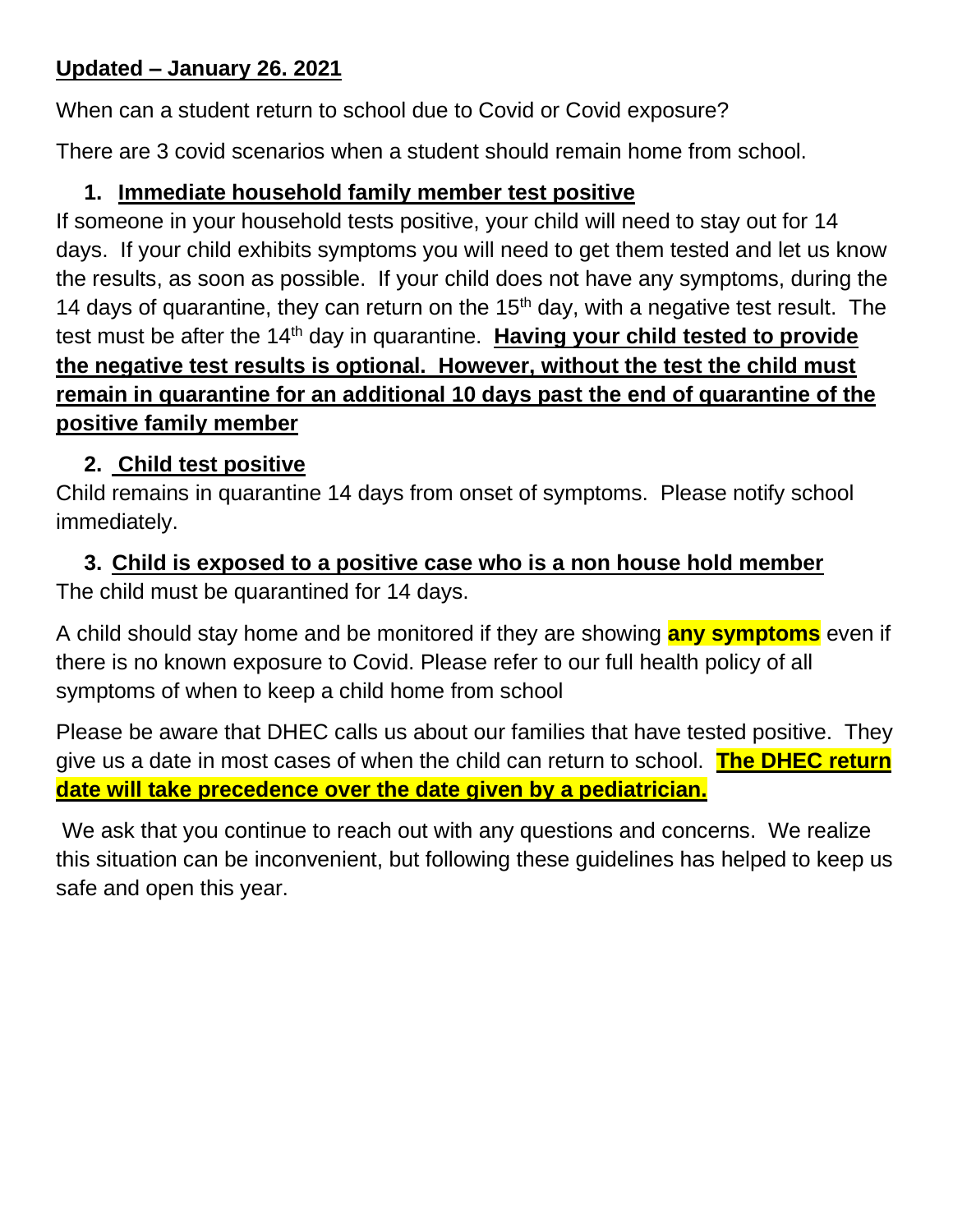**Updated – January 26. 2021**

When can a student return to school due to Covid or Covid exposure?

There are 3 covid scenarios when a student should remain home from school.

1. **Immediate household family member test positive**

If someone in your household tests positive, your child will need to stay out for 14 days. If your child exhibits symptoms you will need to get them tested and let us know the results, as soon as possible. If your child does not have any symptoms, during the 14 days of quarantine, they can return on the 15th day, with a negative test result. The test must be after the 14th day in quarantine. **Having your child tested to provide the negative test results is optional. However, without the test the child must remain in quarantine for an additional 10 days past the end of quarantine of the positive family member**

2. **Child test positive**

Child remains in quarantine 14 days from onset of symptoms. Please notify school immediately.

3. **Child is exposed to a positive case who is a non house hold member**

The child must be quarantined for 14 days.

A child should stay home and be monitored if they are showing **any symptoms** even if there is no known exposure to Covid. Please refer to our full health policy of all symptoms of when to keep a child home from school

Please be aware that DHEC calls us about our families that have tested positive. They give us a date in most cases of when the child can return to school. **The DHEC return date will take precedence over the date given by a pediatrician.**

We ask that you continue to reach out with any questions and concerns. We realize this situation can be inconvenient, but following these guidelines has helped to keep us safe and open this year.